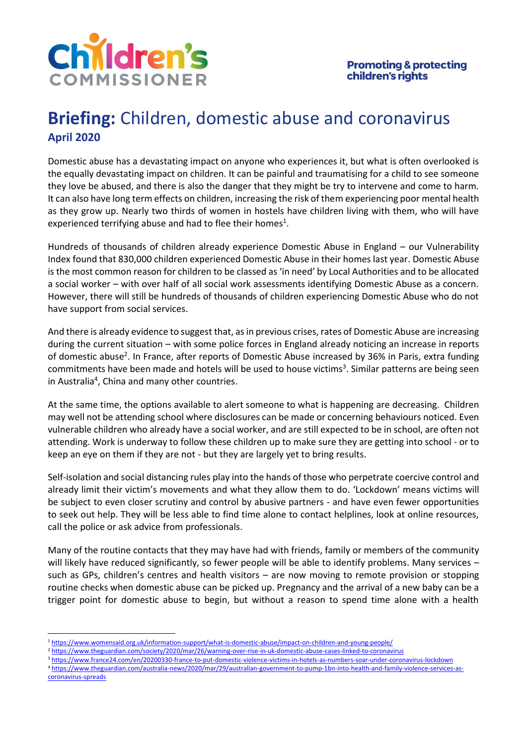Children's Commissioner

**Promoting & protecting children's rights**

# **Briefing:** Children, domestic abuse and coronavirus

## April 2020

Domestic abuse has a devastating impact on anyone who experiences it, but what is often overlooked is the equally devastating impact on children. It can be painful and traumatising for a child to see someone they love be abused, and there is also the danger that they might be try to intervene and come to harm. It can also have long term effects on children, increasing the risk of them experiencing poor mental health as they grow up. Nearly two thirds of women in hostels have children living with them, who will have experienced terrifying abuse and had to flee their homes[1].

Hundreds of thousands of children already experience Domestic Abuse in England – our Vulnerability Index found that 830,000 children experienced Domestic Abuse in their homes last year. Domestic Abuse is the most common reason for children to be classed as 'in need' by Local Authorities and to be allocated a social worker – with over half of all social work assessments identifying Domestic Abuse as a concern. However, there will still be hundreds of thousands of children experiencing Domestic Abuse who do not have support from social services.

And there is already evidence to suggest that, as in previous crises, rates of Domestic Abuse are increasing during the current situation – with some police forces in England already noticing an increase in reports of domestic abuse[2]. In France, after reports of Domestic Abuse increased by 36% in Paris, extra funding commitments have been made and hotels will be used to house victims[3]. Similar patterns are being seen in Australia[4], China and many other countries.

At the same time, the options available to alert someone to what is happening are decreasing. Children may well not be attending school where disclosures can be made or concerning behaviours noticed. Even vulnerable children who already have a social worker, and are still expected to be in school, are often not attending. Work is underway to follow these children up to make sure they are getting into school - or to keep an eye on them if they are not - but they are largely yet to bring results.

Self-isolation and social distancing rules play into the hands of those who perpetrate coercive control and already limit their victim's movements and what they allow them to do. 'Lockdown' means victims will be subject to even closer scrutiny and control by abusive partners - and have even fewer opportunities to seek out help. They will be less able to find time alone to contact helplines, look at online resources, call the police or ask advice from professionals.

Many of the routine contacts that they may have had with friends, family or members of the community will likely have reduced significantly, so fewer people will be able to identify problems. Many services – such as GPs, children's centres and health visitors – are now moving to remote provision or stopping routine checks when domestic abuse can be picked up. Pregnancy and the arrival of a new baby can be a trigger point for domestic abuse to begin, but without a reason to spend time alone with a health

---

[1] https://www.womensaid.org.uk/information-support/what-is-domestic-abuse/impact-on-children-and-young-people/

[2] https://www.theguardian.com/society/2020/mar/26/warning-over-rise-in-uk-domestic-abuse-cases-linked-to-coronavirus

[3] https://www.france24.com/en/20200330-france-to-put-domestic-violence-victims-in-hotels-as-numbers-soar-under-coronavirus-lockdown

[4] https://www.theguardian.com/australia-news/2020/mar/29/australian-government-to-pump-1bn-into-health-and-family-violence-services-as-coronavirus-spreads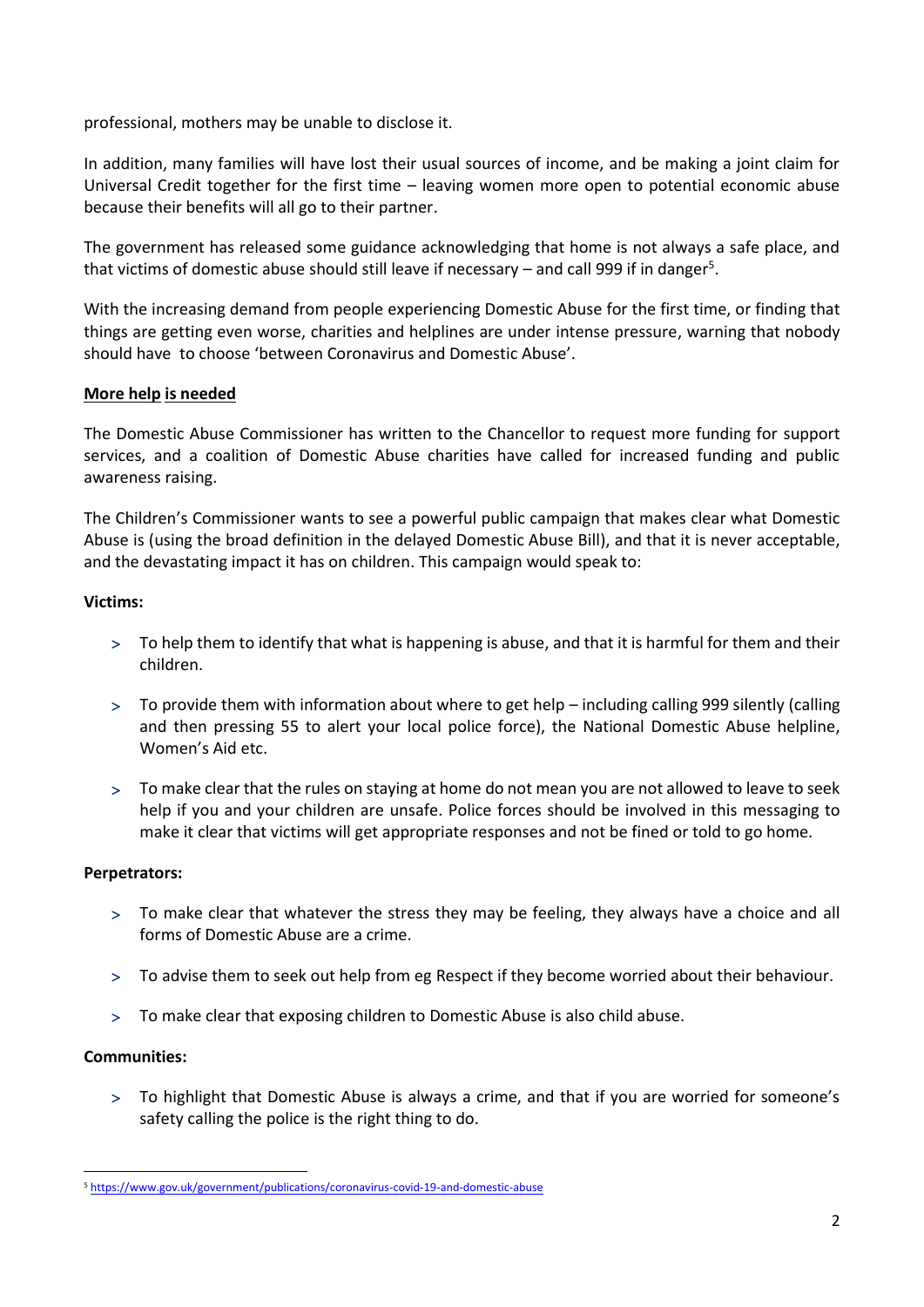professional, mothers may be unable to disclose it.

In addition, many families will have lost their usual sources of income, and be making a joint claim for Universal Credit together for the first time – leaving women more open to potential economic abuse because their benefits will all go to their partner.

The government has released some guidance acknowledging that home is not always a safe place, and that victims of domestic abuse should still leave if necessary – and call 999 if in danger[5].

With the increasing demand from people experiencing Domestic Abuse for the first time, or finding that things are getting even worse, charities and helplines are under intense pressure, warning that nobody should have to choose 'between Coronavirus and Domestic Abuse'.

## More help is needed

The Domestic Abuse Commissioner has written to the Chancellor to request more funding for support services, and a coalition of Domestic Abuse charities have called for increased funding and public awareness raising.

The Children's Commissioner wants to see a powerful public campaign that makes clear what Domestic Abuse is (using the broad definition in the delayed Domestic Abuse Bill), and that it is never acceptable, and the devastating impact it has on children. This campaign would speak to:

**Victims:**

- To help them to identify that what is happening is abuse, and that it is harmful for them and their children.
- To provide them with information about where to get help – including calling 999 silently (calling and then pressing 55 to alert your local police force), the National Domestic Abuse helpline, Women's Aid etc.
- To make clear that the rules on staying at home do not mean you are not allowed to leave to seek help if you and your children are unsafe. Police forces should be involved in this messaging to make it clear that victims will get appropriate responses and not be fined or told to go home.

**Perpetrators:**

- To make clear that whatever the stress they may be feeling, they always have a choice and all forms of Domestic Abuse are a crime.
- To advise them to seek out help from eg Respect if they become worried about their behaviour.
- To make clear that exposing children to Domestic Abuse is also child abuse.

**Communities:**

- To highlight that Domestic Abuse is always a crime, and that if you are worried for someone's safety calling the police is the right thing to do.

[5] https://www.gov.uk/government/publications/coronavirus-covid-19-and-domestic-abuse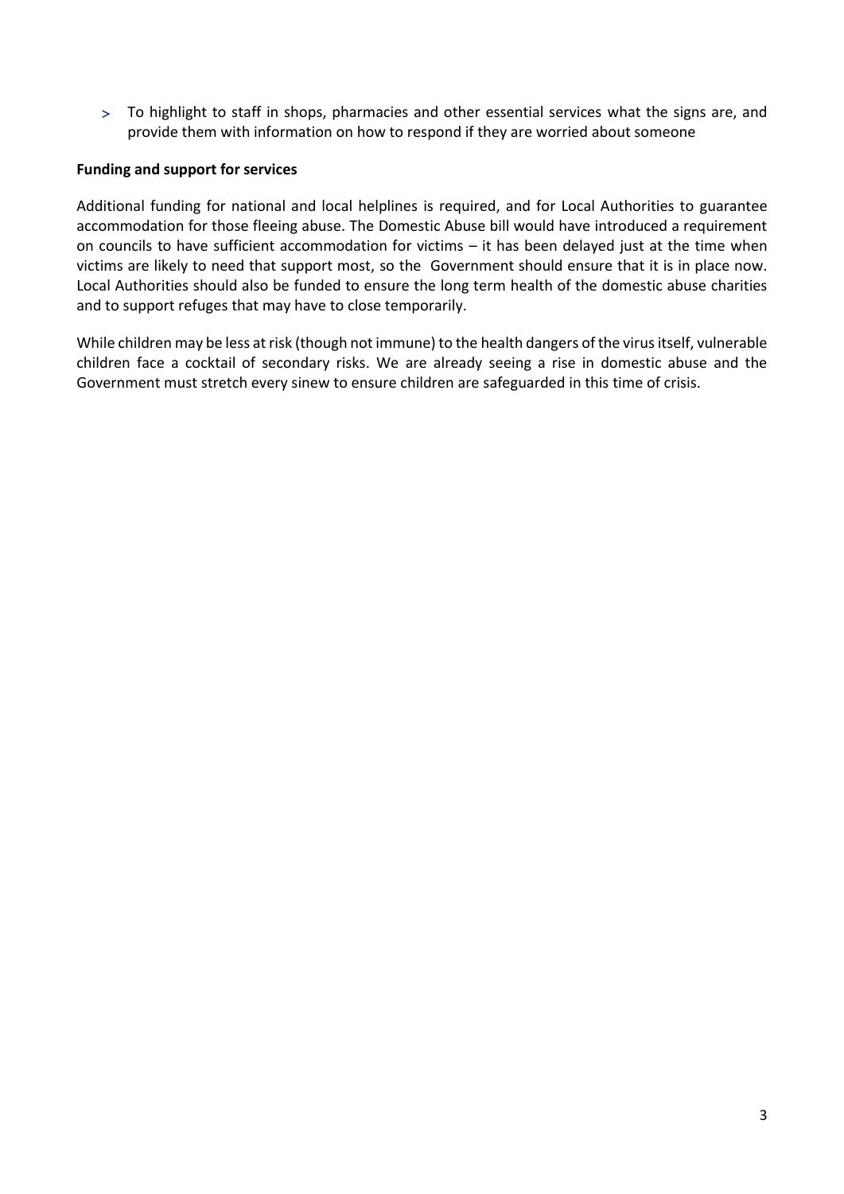- To highlight to staff in shops, pharmacies and other essential services what the signs are, and provide them with information on how to respond if they are worried about someone

**Funding and support for services**

Additional funding for national and local helplines is required, and for Local Authorities to guarantee accommodation for those fleeing abuse. The Domestic Abuse bill would have introduced a requirement on councils to have sufficient accommodation for victims – it has been delayed just at the time when victims are likely to need that support most, so the Government should ensure that it is in place now. Local Authorities should also be funded to ensure the long term health of the domestic abuse charities and to support refuges that may have to close temporarily.

While children may be less at risk (though not immune) to the health dangers of the virus itself, vulnerable children face a cocktail of secondary risks. We are already seeing a rise in domestic abuse and the Government must stretch every sinew to ensure children are safeguarded in this time of crisis.